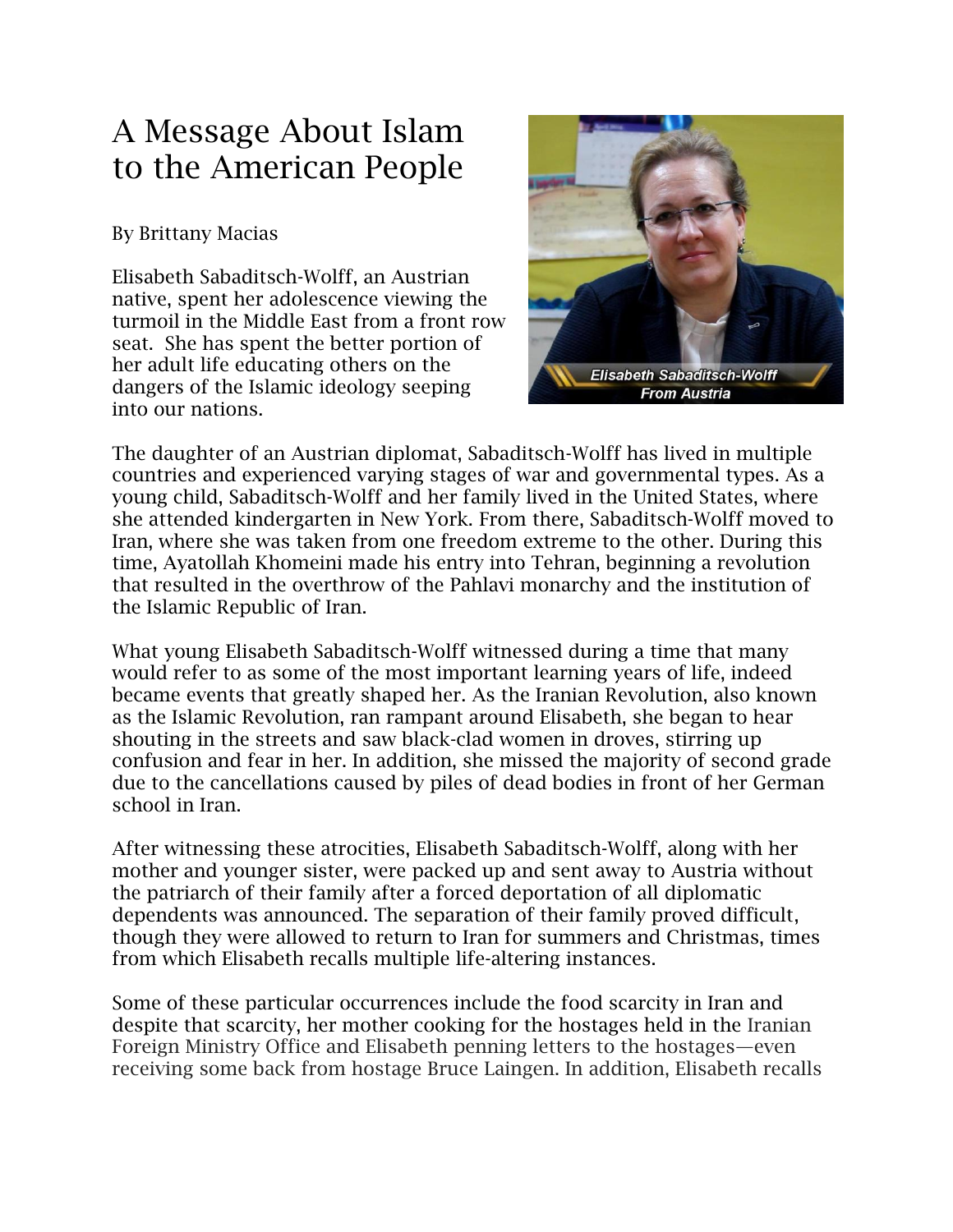# A Message About Islam to the American People

By Brittany Macias

Elisabeth Sabaditsch-Wolff, an Austrian native, spent her adolescence viewing the turmoil in the Middle East from a front row seat. She has spent the better portion of her adult life educating others on the dangers of the Islamic ideology seeping into our nations.

Elisabeth Sabaditsch-Wolff
From Austria

The daughter of an Austrian diplomat, Sabaditsch-Wolff has lived in multiple countries and experienced varying stages of war and governmental types. As a young child, Sabaditsch-Wolff and her family lived in the United States, where she attended kindergarten in New York. From there, Sabaditsch-Wolff moved to Iran, where she was taken from one freedom extreme to the other. During this time, Ayatollah Khomeini made his entry into Tehran, beginning a revolution that resulted in the overthrow of the Pahlavi monarchy and the institution of the Islamic Republic of Iran.

What young Elisabeth Sabaditsch-Wolff witnessed during a time that many would refer to as some of the most important learning years of life, indeed became events that greatly shaped her. As the Iranian Revolution, also known as the Islamic Revolution, ran rampant around Elisabeth, she began to hear shouting in the streets and saw black-clad women in droves, stirring up confusion and fear in her. In addition, she missed the majority of second grade due to the cancellations caused by piles of dead bodies in front of her German school in Iran.

After witnessing these atrocities, Elisabeth Sabaditsch-Wolff, along with her mother and younger sister, were packed up and sent away to Austria without the patriarch of their family after a forced deportation of all diplomatic dependents was announced. The separation of their family proved difficult, though they were allowed to return to Iran for summers and Christmas, times from which Elisabeth recalls multiple life-altering instances.

Some of these particular occurrences include the food scarcity in Iran and despite that scarcity, her mother cooking for the hostages held in the Iranian Foreign Ministry Office and Elisabeth penning letters to the hostages—even receiving some back from hostage Bruce Laingen. In addition, Elisabeth recalls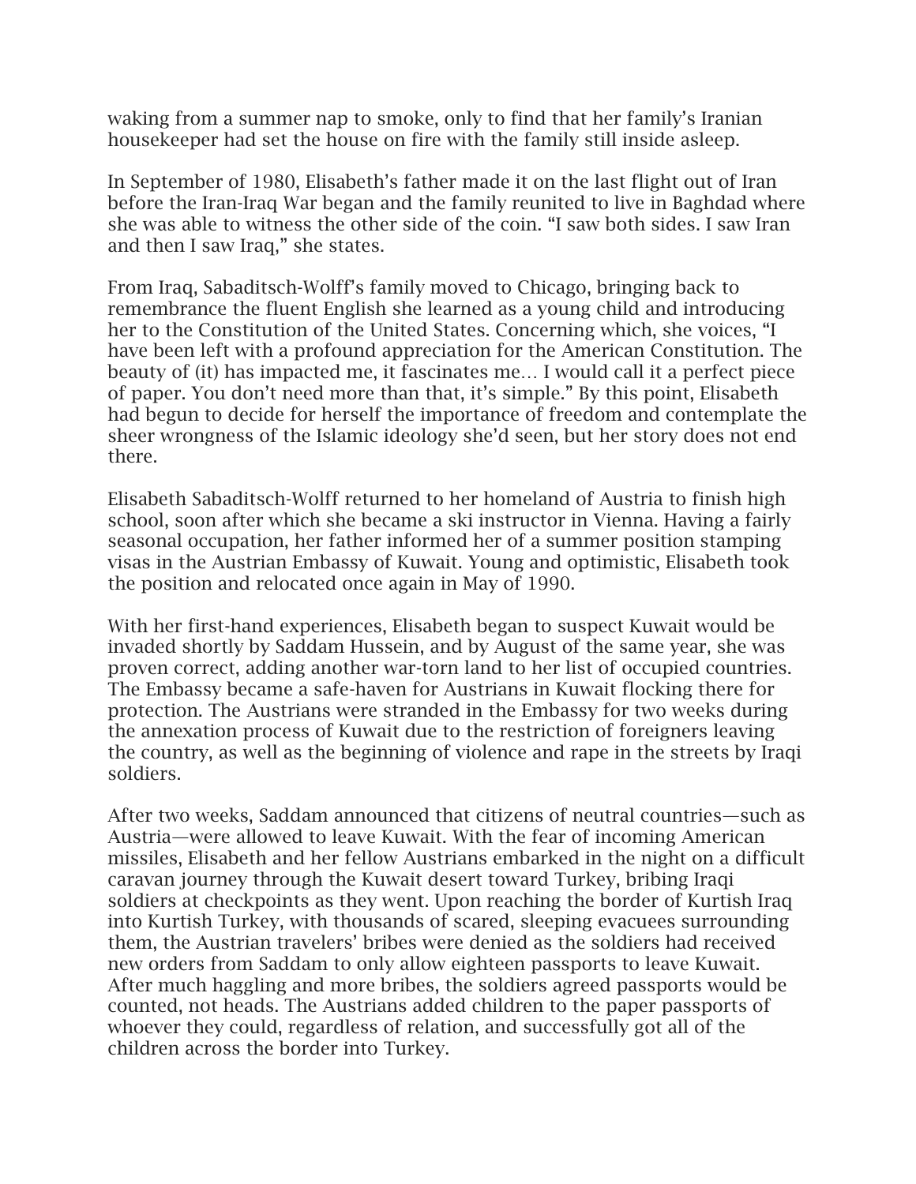waking from a summer nap to smoke, only to find that her family's Iranian housekeeper had set the house on fire with the family still inside asleep.

In September of 1980, Elisabeth's father made it on the last flight out of Iran before the Iran-Iraq War began and the family reunited to live in Baghdad where she was able to witness the other side of the coin. "I saw both sides. I saw Iran and then I saw Iraq," she states.

From Iraq, Sabaditsch-Wolff's family moved to Chicago, bringing back to remembrance the fluent English she learned as a young child and introducing her to the Constitution of the United States. Concerning which, she voices, "I have been left with a profound appreciation for the American Constitution. The beauty of (it) has impacted me, it fascinates me… I would call it a perfect piece of paper. You don't need more than that, it's simple." By this point, Elisabeth had begun to decide for herself the importance of freedom and contemplate the sheer wrongness of the Islamic ideology she'd seen, but her story does not end there.

Elisabeth Sabaditsch-Wolff returned to her homeland of Austria to finish high school, soon after which she became a ski instructor in Vienna. Having a fairly seasonal occupation, her father informed her of a summer position stamping visas in the Austrian Embassy of Kuwait. Young and optimistic, Elisabeth took the position and relocated once again in May of 1990.

With her first-hand experiences, Elisabeth began to suspect Kuwait would be invaded shortly by Saddam Hussein, and by August of the same year, she was proven correct, adding another war-torn land to her list of occupied countries. The Embassy became a safe-haven for Austrians in Kuwait flocking there for protection. The Austrians were stranded in the Embassy for two weeks during the annexation process of Kuwait due to the restriction of foreigners leaving the country, as well as the beginning of violence and rape in the streets by Iraqi soldiers.

After two weeks, Saddam announced that citizens of neutral countries—such as Austria—were allowed to leave Kuwait. With the fear of incoming American missiles, Elisabeth and her fellow Austrians embarked in the night on a difficult caravan journey through the Kuwait desert toward Turkey, bribing Iraqi soldiers at checkpoints as they went. Upon reaching the border of Kurtish Iraq into Kurtish Turkey, with thousands of scared, sleeping evacuees surrounding them, the Austrian travelers' bribes were denied as the soldiers had received new orders from Saddam to only allow eighteen passports to leave Kuwait. After much haggling and more bribes, the soldiers agreed passports would be counted, not heads. The Austrians added children to the paper passports of whoever they could, regardless of relation, and successfully got all of the children across the border into Turkey.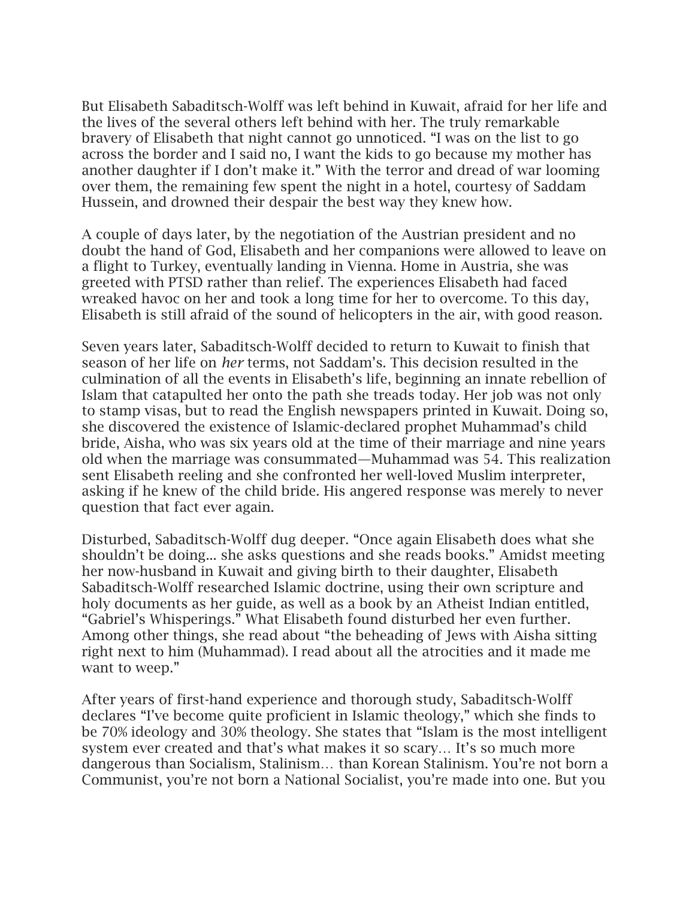But Elisabeth Sabaditsch-Wolff was left behind in Kuwait, afraid for her life and the lives of the several others left behind with her. The truly remarkable bravery of Elisabeth that night cannot go unnoticed. "I was on the list to go across the border and I said no, I want the kids to go because my mother has another daughter if I don't make it." With the terror and dread of war looming over them, the remaining few spent the night in a hotel, courtesy of Saddam Hussein, and drowned their despair the best way they knew how.

A couple of days later, by the negotiation of the Austrian president and no doubt the hand of God, Elisabeth and her companions were allowed to leave on a flight to Turkey, eventually landing in Vienna. Home in Austria, she was greeted with PTSD rather than relief. The experiences Elisabeth had faced wreaked havoc on her and took a long time for her to overcome. To this day, Elisabeth is still afraid of the sound of helicopters in the air, with good reason.

Seven years later, Sabaditsch-Wolff decided to return to Kuwait to finish that season of her life on *her* terms, not Saddam's. This decision resulted in the culmination of all the events in Elisabeth's life, beginning an innate rebellion of Islam that catapulted her onto the path she treads today. Her job was not only to stamp visas, but to read the English newspapers printed in Kuwait. Doing so, she discovered the existence of Islamic-declared prophet Muhammad's child bride, Aisha, who was six years old at the time of their marriage and nine years old when the marriage was consummated—Muhammad was 54. This realization sent Elisabeth reeling and she confronted her well-loved Muslim interpreter, asking if he knew of the child bride. His angered response was merely to never question that fact ever again.

Disturbed, Sabaditsch-Wolff dug deeper. "Once again Elisabeth does what she shouldn't be doing... she asks questions and she reads books." Amidst meeting her now-husband in Kuwait and giving birth to their daughter, Elisabeth Sabaditsch-Wolff researched Islamic doctrine, using their own scripture and holy documents as her guide, as well as a book by an Atheist Indian entitled, "Gabriel's Whisperings." What Elisabeth found disturbed her even further. Among other things, she read about "the beheading of Jews with Aisha sitting right next to him (Muhammad). I read about all the atrocities and it made me want to weep."

After years of first-hand experience and thorough study, Sabaditsch-Wolff declares "I've become quite proficient in Islamic theology," which she finds to be 70% ideology and 30% theology. She states that "Islam is the most intelligent system ever created and that's what makes it so scary… It's so much more dangerous than Socialism, Stalinism… than Korean Stalinism. You're not born a Communist, you're not born a National Socialist, you're made into one. But you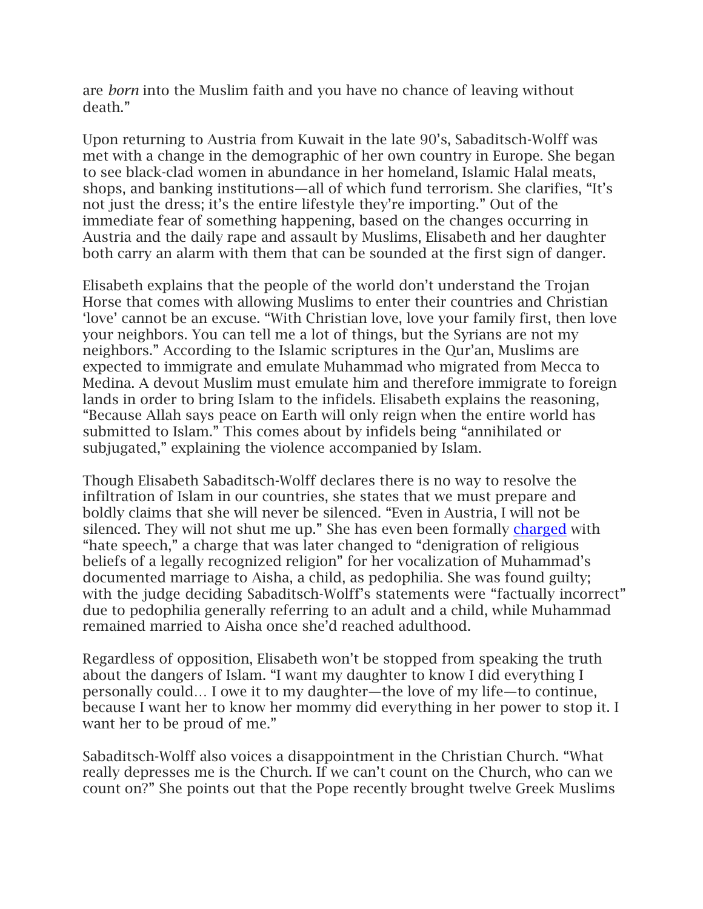are *born* into the Muslim faith and you have no chance of leaving without death."

Upon returning to Austria from Kuwait in the late 90's, Sabaditsch-Wolff was met with a change in the demographic of her own country in Europe. She began to see black-clad women in abundance in her homeland, Islamic Halal meats, shops, and banking institutions—all of which fund terrorism. She clarifies, "It's not just the dress; it's the entire lifestyle they're importing." Out of the immediate fear of something happening, based on the changes occurring in Austria and the daily rape and assault by Muslims, Elisabeth and her daughter both carry an alarm with them that can be sounded at the first sign of danger.

Elisabeth explains that the people of the world don't understand the Trojan Horse that comes with allowing Muslims to enter their countries and Christian 'love' cannot be an excuse. "With Christian love, love your family first, then love your neighbors. You can tell me a lot of things, but the Syrians are not my neighbors." According to the Islamic scriptures in the Qur'an, Muslims are expected to immigrate and emulate Muhammad who migrated from Mecca to Medina. A devout Muslim must emulate him and therefore immigrate to foreign lands in order to bring Islam to the infidels. Elisabeth explains the reasoning, "Because Allah says peace on Earth will only reign when the entire world has submitted to Islam." This comes about by infidels being "annihilated or subjugated," explaining the violence accompanied by Islam.

Though Elisabeth Sabaditsch-Wolff declares there is no way to resolve the infiltration of Islam in our countries, she states that we must prepare and boldly claims that she will never be silenced. "Even in Austria, I will not be silenced. They will not shut me up." She has even been formally charged with "hate speech," a charge that was later changed to "denigration of religious beliefs of a legally recognized religion" for her vocalization of Muhammad's documented marriage to Aisha, a child, as pedophilia. She was found guilty; with the judge deciding Sabaditsch-Wolff's statements were "factually incorrect" due to pedophilia generally referring to an adult and a child, while Muhammad remained married to Aisha once she'd reached adulthood.

Regardless of opposition, Elisabeth won't be stopped from speaking the truth about the dangers of Islam. "I want my daughter to know I did everything I personally could… I owe it to my daughter—the love of my life—to continue, because I want her to know her mommy did everything in her power to stop it. I want her to be proud of me."

Sabaditsch-Wolff also voices a disappointment in the Christian Church. "What really depresses me is the Church. If we can't count on the Church, who can we count on?" She points out that the Pope recently brought twelve Greek Muslims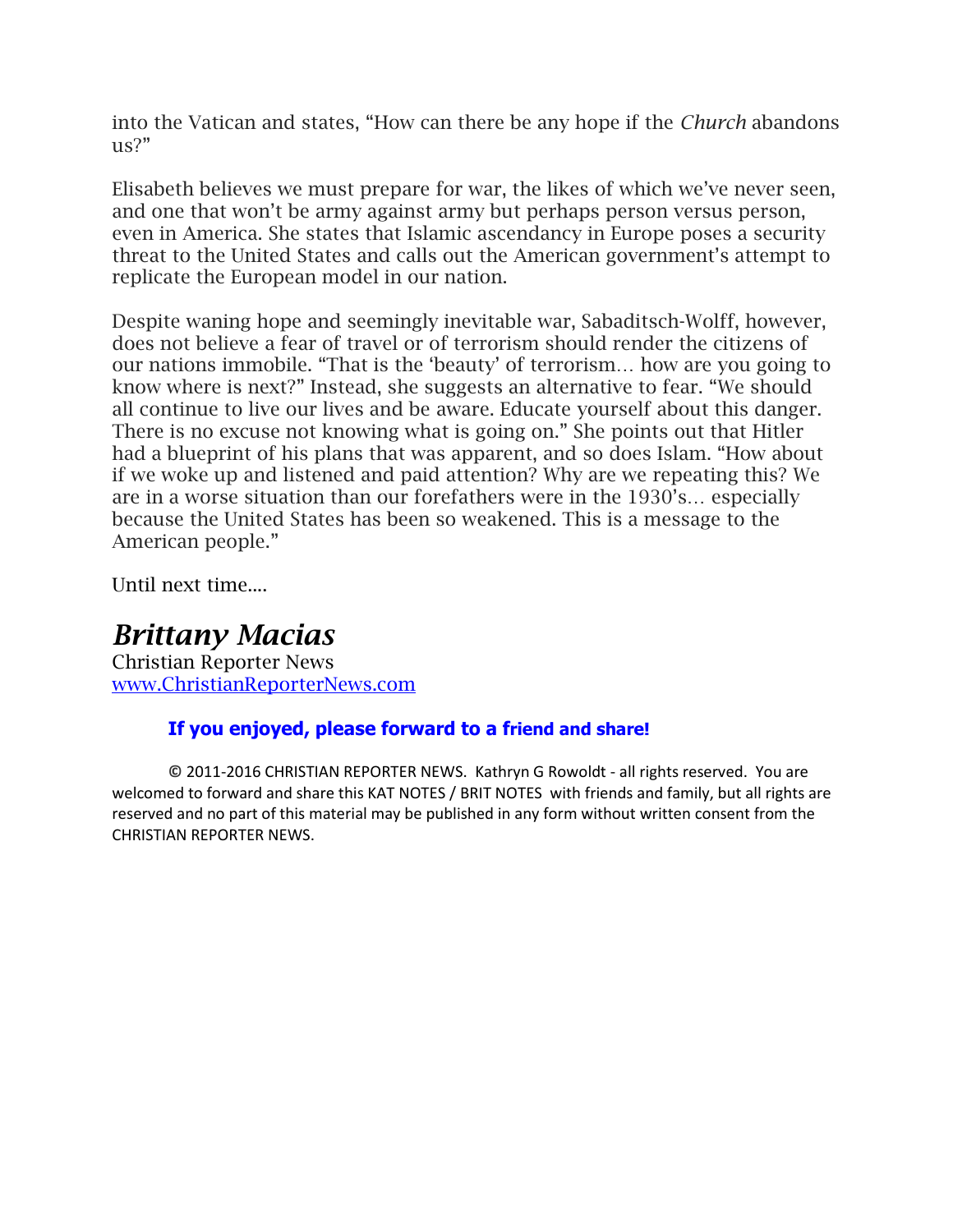into the Vatican and states, “How can there be any hope if the *Church* abandons us?”

Elisabeth believes we must prepare for war, the likes of which we’ve never seen, and one that won’t be army against army but perhaps person versus person, even in America. She states that Islamic ascendancy in Europe poses a security threat to the United States and calls out the American government’s attempt to replicate the European model in our nation.

Despite waning hope and seemingly inevitable war, Sabaditsch-Wolff, however, does not believe a fear of travel or of terrorism should render the citizens of our nations immobile. “That is the ‘beauty’ of terrorism… how are you going to know where is next?” Instead, she suggests an alternative to fear. “We should all continue to live our lives and be aware. Educate yourself about this danger. There is no excuse not knowing what is going on.” She points out that Hitler had a blueprint of his plans that was apparent, and so does Islam. “How about if we woke up and listened and paid attention? Why are we repeating this? We are in a worse situation than our forefathers were in the 1930’s… especially because the United States has been so weakened. This is a message to the American people.”

Until next time….

***Brittany Macias***

Christian Reporter News
[www.ChristianReporterNews.com](www.ChristianReporterNews.com)

**If you enjoyed, please forward to a friend and share!**

© 2011-2016 CHRISTIAN REPORTER NEWS. Kathryn G Rowoldt - all rights reserved. You are welcomed to forward and share this KAT NOTES / BRIT NOTES with friends and family, but all rights are reserved and no part of this material may be published in any form without written consent from the CHRISTIAN REPORTER NEWS.